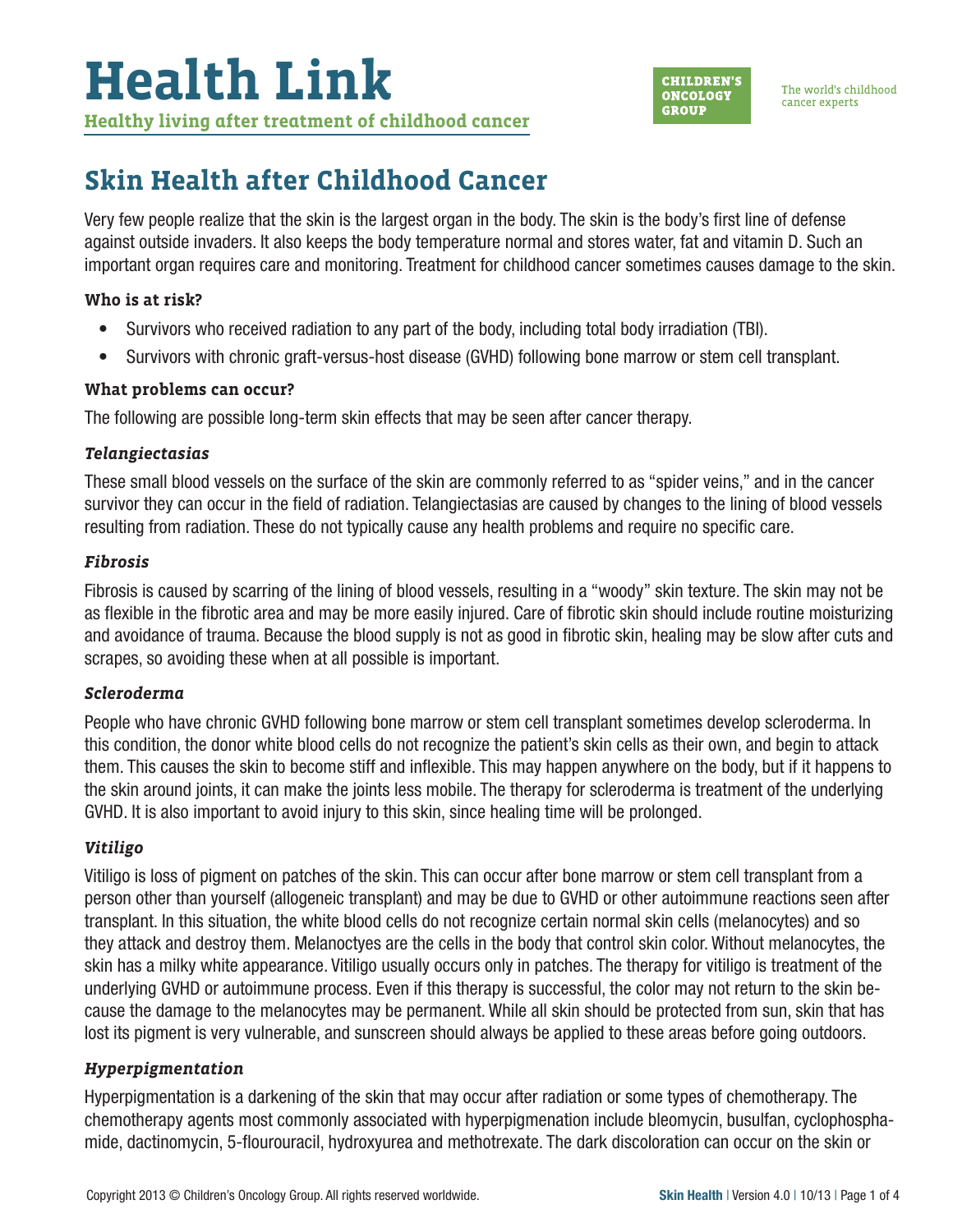# Health Link

**Healthy living after treatment of childhood cancer**

CHILDREN'S ONCOLOGY GROUP

The world's childhood cancer experts

## Skin Health after Childhood Cancer

Very few people realize that the skin is the largest organ in the body. The skin is the body's first line of defense against outside invaders. It also keeps the body temperature normal and stores water, fat and vitamin D. Such an important organ requires care and monitoring. Treatment for childhood cancer sometimes causes damage to the skin.

### Who is at risk?

- Survivors who received radiation to any part of the body, including total body irradiation (TBI).
- Survivors with chronic graft-versus-host disease (GVHD) following bone marrow or stem cell transplant.

### What problems can occur?

The following are possible long-term skin effects that may be seen after cancer therapy.

#### *Telangiectasias*

These small blood vessels on the surface of the skin are commonly referred to as "spider veins," and in the cancer survivor they can occur in the field of radiation. Telangiectasias are caused by changes to the lining of blood vessels resulting from radiation. These do not typically cause any health problems and require no specific care.

#### *Fibrosis*

Fibrosis is caused by scarring of the lining of blood vessels, resulting in a "woody" skin texture. The skin may not be as flexible in the fibrotic area and may be more easily injured. Care of fibrotic skin should include routine moisturizing and avoidance of trauma. Because the blood supply is not as good in fibrotic skin, healing may be slow after cuts and scrapes, so avoiding these when at all possible is important.

#### *Scleroderma*

People who have chronic GVHD following bone marrow or stem cell transplant sometimes develop scleroderma. In this condition, the donor white blood cells do not recognize the patient's skin cells as their own, and begin to attack them. This causes the skin to become stiff and inflexible. This may happen anywhere on the body, but if it happens to the skin around joints, it can make the joints less mobile. The therapy for scleroderma is treatment of the underlying GVHD. It is also important to avoid injury to this skin, since healing time will be prolonged.

#### *Vitiligo*

Vitiligo is loss of pigment on patches of the skin. This can occur after bone marrow or stem cell transplant from a person other than yourself (allogeneic transplant) and may be due to GVHD or other autoimmune reactions seen after transplant. In this situation, the white blood cells do not recognize certain normal skin cells (melanocytes) and so they attack and destroy them. Melanoctyes are the cells in the body that control skin color. Without melanocytes, the skin has a milky white appearance. Vitiligo usually occurs only in patches. The therapy for vitiligo is treatment of the underlying GVHD or autoimmune process. Even if this therapy is successful, the color may not return to the skin because the damage to the melanocytes may be permanent. While all skin should be protected from sun, skin that has lost its pigment is very vulnerable, and sunscreen should always be applied to these areas before going outdoors.

#### *Hyperpigmentation*

Hyperpigmentation is a darkening of the skin that may occur after radiation or some types of chemotherapy. The chemotherapy agents most commonly associated with hyperpigmenation include bleomycin, busulfan, cyclophosphamide, dactinomycin, 5-flourouracil, hydroxyurea and methotrexate. The dark discoloration can occur on the skin or

Copyright 2013 © Children's Oncology Group. All rights reserved worldwide.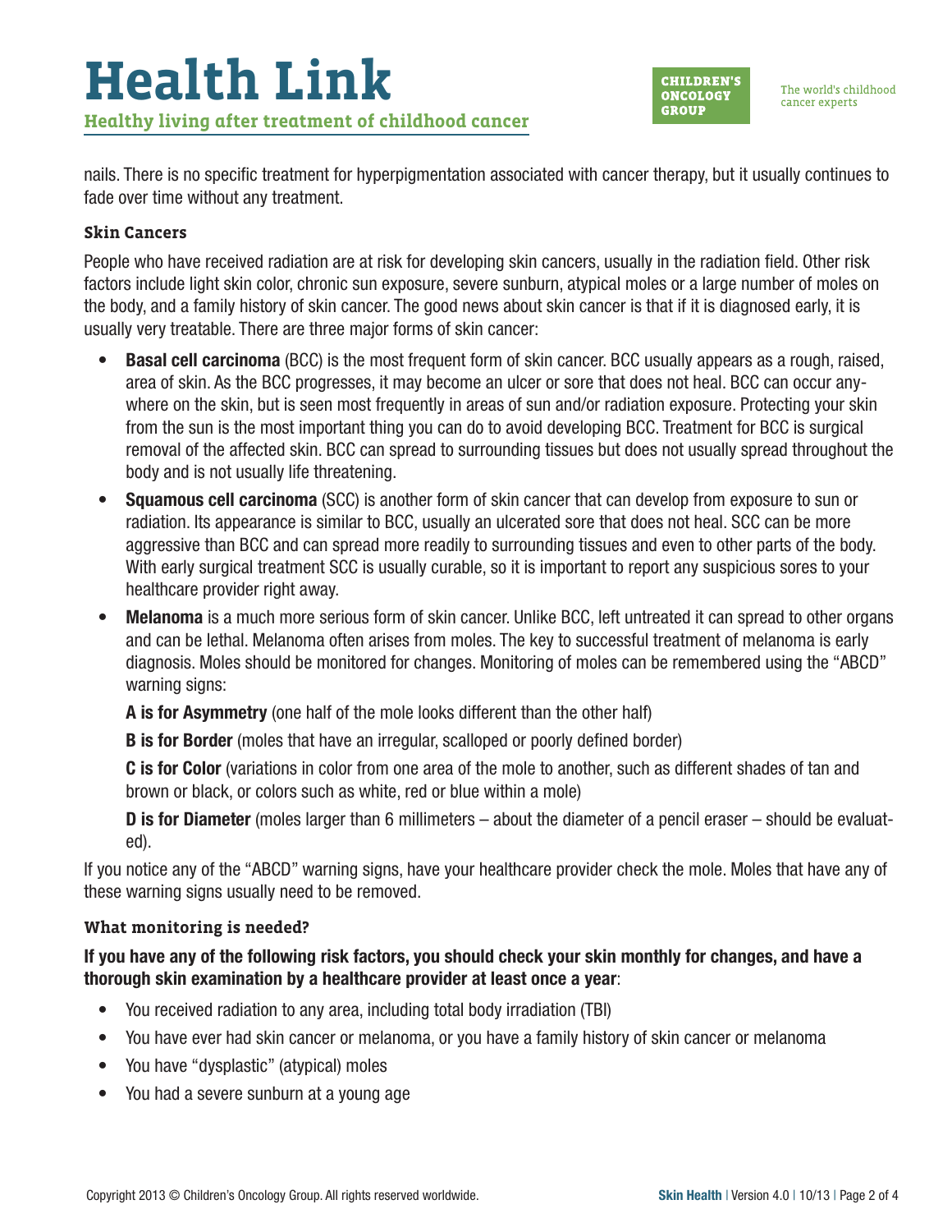nails. There is no specific treatment for hyperpigmentation associated with cancer therapy, but it usually continues to fade over time without any treatment.

### Skin Cancers

People who have received radiation are at risk for developing skin cancers, usually in the radiation field. Other risk factors include light skin color, chronic sun exposure, severe sunburn, atypical moles or a large number of moles on the body, and a family history of skin cancer. The good news about skin cancer is that if it is diagnosed early, it is usually very treatable. There are three major forms of skin cancer:

- **Basal cell carcinoma** (BCC) is the most frequent form of skin cancer. BCC usually appears as a rough, raised, area of skin. As the BCC progresses, it may become an ulcer or sore that does not heal. BCC can occur anywhere on the skin, but is seen most frequently in areas of sun and/or radiation exposure. Protecting your skin from the sun is the most important thing you can do to avoid developing BCC. Treatment for BCC is surgical removal of the affected skin. BCC can spread to surrounding tissues but does not usually spread throughout the body and is not usually life threatening.
- **Squamous cell carcinoma** (SCC) is another form of skin cancer that can develop from exposure to sun or radiation. Its appearance is similar to BCC, usually an ulcerated sore that does not heal. SCC can be more aggressive than BCC and can spread more readily to surrounding tissues and even to other parts of the body. With early surgical treatment SCC is usually curable, so it is important to report any suspicious sores to your healthcare provider right away.
- **Melanoma** is a much more serious form of skin cancer. Unlike BCC, left untreated it can spread to other organs and can be lethal. Melanoma often arises from moles. The key to successful treatment of melanoma is early diagnosis. Moles should be monitored for changes. Monitoring of moles can be remembered using the "ABCD" warning signs:

  **A is for Asymmetry** (one half of the mole looks different than the other half)

  **B is for Border** (moles that have an irregular, scalloped or poorly defined border)

  **C is for Color** (variations in color from one area of the mole to another, such as different shades of tan and brown or black, or colors such as white, red or blue within a mole)

  **D is for Diameter** (moles larger than 6 millimeters – about the diameter of a pencil eraser – should be evaluated).

If you notice any of the "ABCD" warning signs, have your healthcare provider check the mole. Moles that have any of these warning signs usually need to be removed.

### What monitoring is needed?

**If you have any of the following risk factors, you should check your skin monthly for changes, and have a thorough skin examination by a healthcare provider at least once a year**:

- You received radiation to any area, including total body irradiation (TBI)
- You have ever had skin cancer or melanoma, or you have a family history of skin cancer or melanoma
- You have "dysplastic" (atypical) moles
- You had a severe sunburn at a young age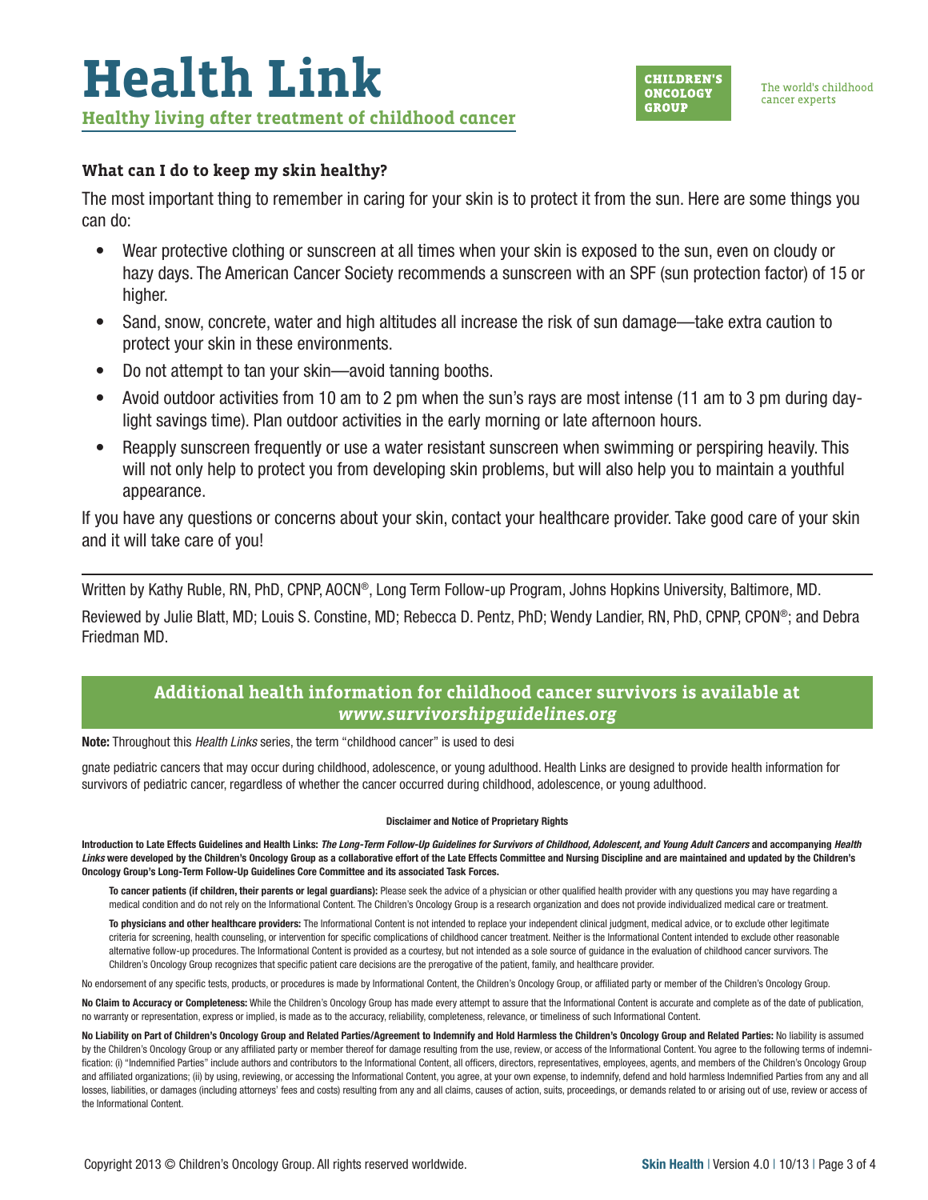# Health Link

**Healthy living after treatment of childhood cancer**

CHILDREN'S ONCOLOGY GROUP — The world's childhood cancer experts

### What can I do to keep my skin healthy?

The most important thing to remember in caring for your skin is to protect it from the sun. Here are some things you can do:

- Wear protective clothing or sunscreen at all times when your skin is exposed to the sun, even on cloudy or hazy days. The American Cancer Society recommends a sunscreen with an SPF (sun protection factor) of 15 or higher.
- Sand, snow, concrete, water and high altitudes all increase the risk of sun damage—take extra caution to protect your skin in these environments.
- Do not attempt to tan your skin—avoid tanning booths.
- Avoid outdoor activities from 10 am to 2 pm when the sun's rays are most intense (11 am to 3 pm during daylight savings time). Plan outdoor activities in the early morning or late afternoon hours.
- Reapply sunscreen frequently or use a water resistant sunscreen when swimming or perspiring heavily. This will not only help to protect you from developing skin problems, but will also help you to maintain a youthful appearance.

If you have any questions or concerns about your skin, contact your healthcare provider. Take good care of your skin and it will take care of you!

---

Written by Kathy Ruble, RN, PhD, CPNP, AOCN®, Long Term Follow-up Program, Johns Hopkins University, Baltimore, MD.

Reviewed by Julie Blatt, MD; Louis S. Constine, MD; Rebecca D. Pentz, PhD; Wendy Landier, RN, PhD, CPNP, CPON®; and Debra Friedman MD.

**Additional health information for childhood cancer survivors is available at *www.survivorshipguidelines.org***

**Note:** Throughout this *Health Links* series, the term "childhood cancer" is used to designate pediatric cancers that may occur during childhood, adolescence, or young adulthood. Health Links are designed to provide health information for survivors of pediatric cancer, regardless of whether the cancer occurred during childhood, adolescence, or young adulthood.

**Disclaimer and Notice of Proprietary Rights**

**Introduction to Late Effects Guidelines and Health Links: *The Long-Term Follow-Up Guidelines for Survivors of Childhood, Adolescent, and Young Adult Cancers* and accompanying *Health Links* were developed by the Children's Oncology Group as a collaborative effort of the Late Effects Committee and Nursing Discipline and are maintained and updated by the Children's Oncology Group's Long-Term Follow-Up Guidelines Core Committee and its associated Task Forces.**

**To cancer patients (if children, their parents or legal guardians):** Please seek the advice of a physician or other qualified health provider with any questions you may have regarding a medical condition and do not rely on the Informational Content. The Children's Oncology Group is a research organization and does not provide individualized medical care or treatment.

**To physicians and other healthcare providers:** The Informational Content is not intended to replace your independent clinical judgment, medical advice, or to exclude other legitimate criteria for screening, health counseling, or intervention for specific complications of childhood cancer treatment. Neither is the Informational Content intended to exclude other reasonable alternative follow-up procedures. The Informational Content is provided as a courtesy, but not intended as a sole source of guidance in the evaluation of childhood cancer survivors. The Children's Oncology Group recognizes that specific patient care decisions are the prerogative of the patient, family, and healthcare provider.

No endorsement of any specific tests, products, or procedures is made by Informational Content, the Children's Oncology Group, or affiliated party or member of the Children's Oncology Group.

**No Claim to Accuracy or Completeness:** While the Children's Oncology Group has made every attempt to assure that the Informational Content is accurate and complete as of the date of publication, no warranty or representation, express or implied, is made as to the accuracy, reliability, completeness, relevance, or timeliness of such Informational Content.

**No Liability on Part of Children's Oncology Group and Related Parties/Agreement to Indemnify and Hold Harmless the Children's Oncology Group and Related Parties:** No liability is assumed by the Children's Oncology Group or any affiliated party or member thereof for damage resulting from the use, review, or access of the Informational Content. You agree to the following terms of indemnification: (i) "Indemnified Parties" include authors and contributors to the Informational Content, all officers, directors, representatives, employees, agents, and members of the Children's Oncology Group and affiliated organizations; (ii) by using, reviewing, or accessing the Informational Content, you agree, at your own expense, to indemnify, defend and hold harmless Indemnified Parties from any and all losses, liabilities, or damages (including attorneys' fees and costs) resulting from any and all claims, causes of action, suits, proceedings, or demands related to or arising out of use, review or access of the Informational Content.

Copyright 2013 © Children's Oncology Group. All rights reserved worldwide.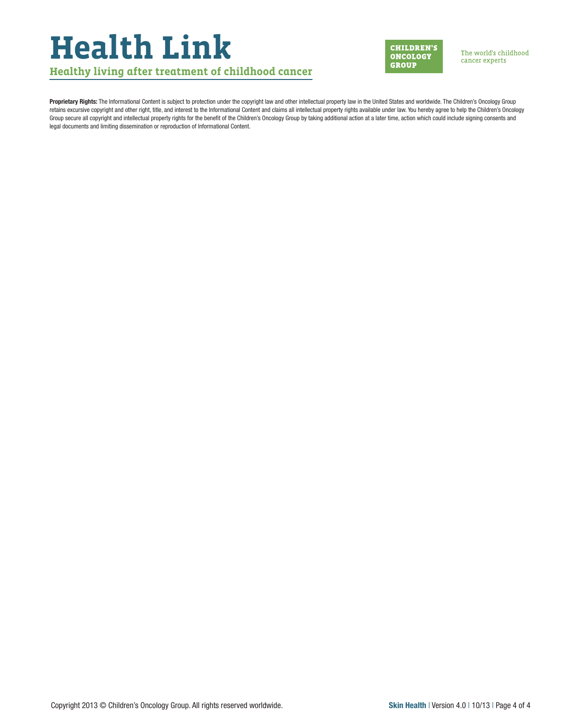**Proprietary Rights:** The Informational Content is subject to protection under the copyright law and other intellectual property law in the United States and worldwide. The Children's Oncology Group retains excursive copyright and other right, title, and interest to the Informational Content and claims all intellectual property rights available under law. You hereby agree to help the Children's Oncology Group secure all copyright and intellectual property rights for the benefit of the Children's Oncology Group by taking additional action at a later time, action which could include signing consents and legal documents and limiting dissemination or reproduction of Informational Content.